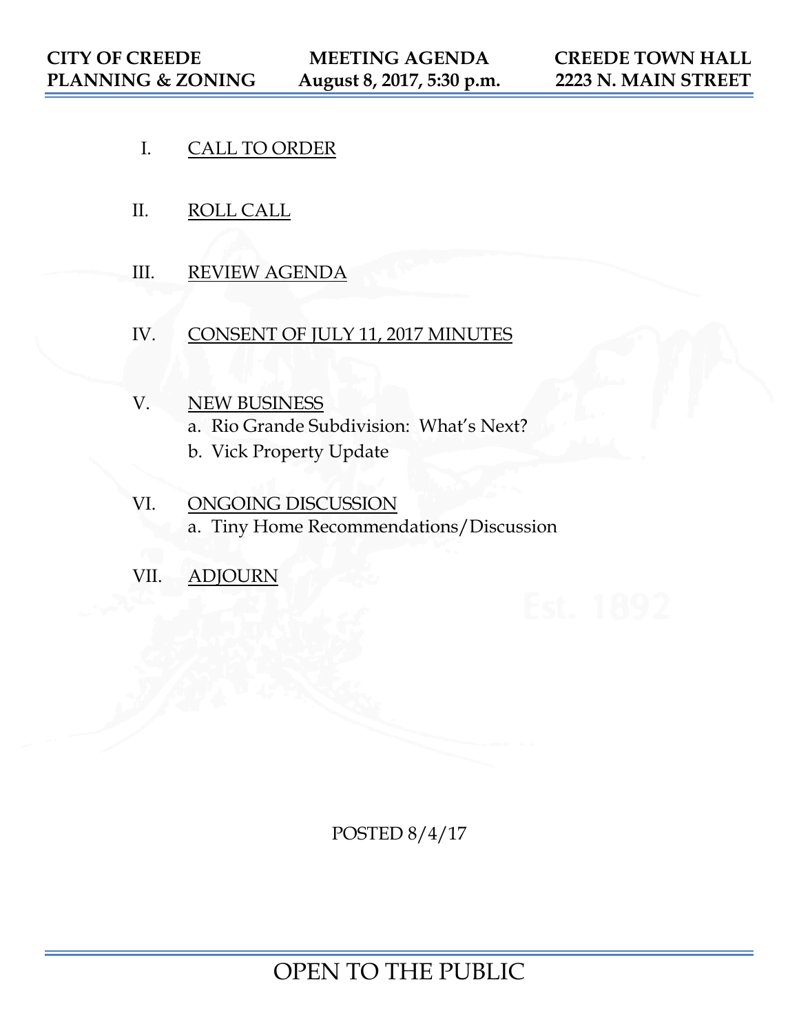| CITY OF CREEDE PLANNING & ZONING | MEETING AGENDA August 8, 2017, 5:30 p.m. | CREEDE TOWN HALL 2223 N. MAIN STREET |
|---|---|---|

I. CALL TO ORDER

II. ROLL CALL

III. REVIEW AGENDA

IV. CONSENT OF JULY 11, 2017 MINUTES

V. NEW BUSINESS
   a. Rio Grande Subdivision: What's Next?
   b. Vick Property Update

VI. ONGOING DISCUSSION
   a. Tiny Home Recommendations/Discussion

VII. ADJOURN

POSTED 8/4/17

OPEN TO THE PUBLIC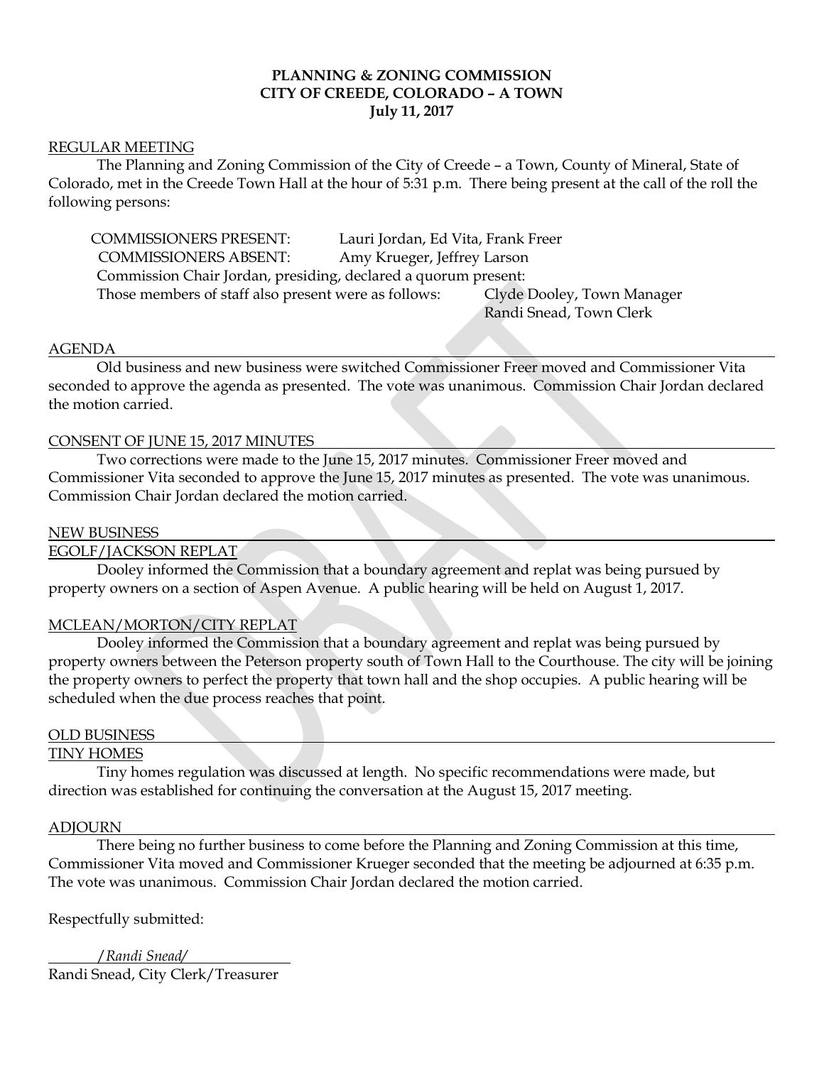**PLANNING & ZONING COMMISSION**
**CITY OF CREEDE, COLORADO – A TOWN**
**July 11, 2017**

REGULAR MEETING

The Planning and Zoning Commission of the City of Creede – a Town, County of Mineral, State of Colorado, met in the Creede Town Hall at the hour of 5:31 p.m. There being present at the call of the roll the following persons:

COMMISSIONERS PRESENT: Lauri Jordan, Ed Vita, Frank Freer
COMMISSIONERS ABSENT: Amy Krueger, Jeffrey Larson
Commission Chair Jordan, presiding, declared a quorum present:
Those members of staff also present were as follows: Clyde Dooley, Town Manager
Randi Snead, Town Clerk

AGENDA

Old business and new business were switched Commissioner Freer moved and Commissioner Vita seconded to approve the agenda as presented. The vote was unanimous. Commission Chair Jordan declared the motion carried.

CONSENT OF JUNE 15, 2017 MINUTES

Two corrections were made to the June 15, 2017 minutes. Commissioner Freer moved and Commissioner Vita seconded to approve the June 15, 2017 minutes as presented. The vote was unanimous. Commission Chair Jordan declared the motion carried.

NEW BUSINESS

EGOLF/JACKSON REPLAT

Dooley informed the Commission that a boundary agreement and replat was being pursued by property owners on a section of Aspen Avenue. A public hearing will be held on August 1, 2017.

MCLEAN/MORTON/CITY REPLAT

Dooley informed the Commission that a boundary agreement and replat was being pursued by property owners between the Peterson property south of Town Hall to the Courthouse. The city will be joining the property owners to perfect the property that town hall and the shop occupies. A public hearing will be scheduled when the due process reaches that point.

OLD BUSINESS

TINY HOMES

Tiny homes regulation was discussed at length. No specific recommendations were made, but direction was established for continuing the conversation at the August 15, 2017 meeting.

ADJOURN

There being no further business to come before the Planning and Zoning Commission at this time, Commissioner Vita moved and Commissioner Krueger seconded that the meeting be adjourned at 6:35 p.m. The vote was unanimous. Commission Chair Jordan declared the motion carried.

Respectfully submitted:

*/Randi Snead/*
Randi Snead, City Clerk/Treasurer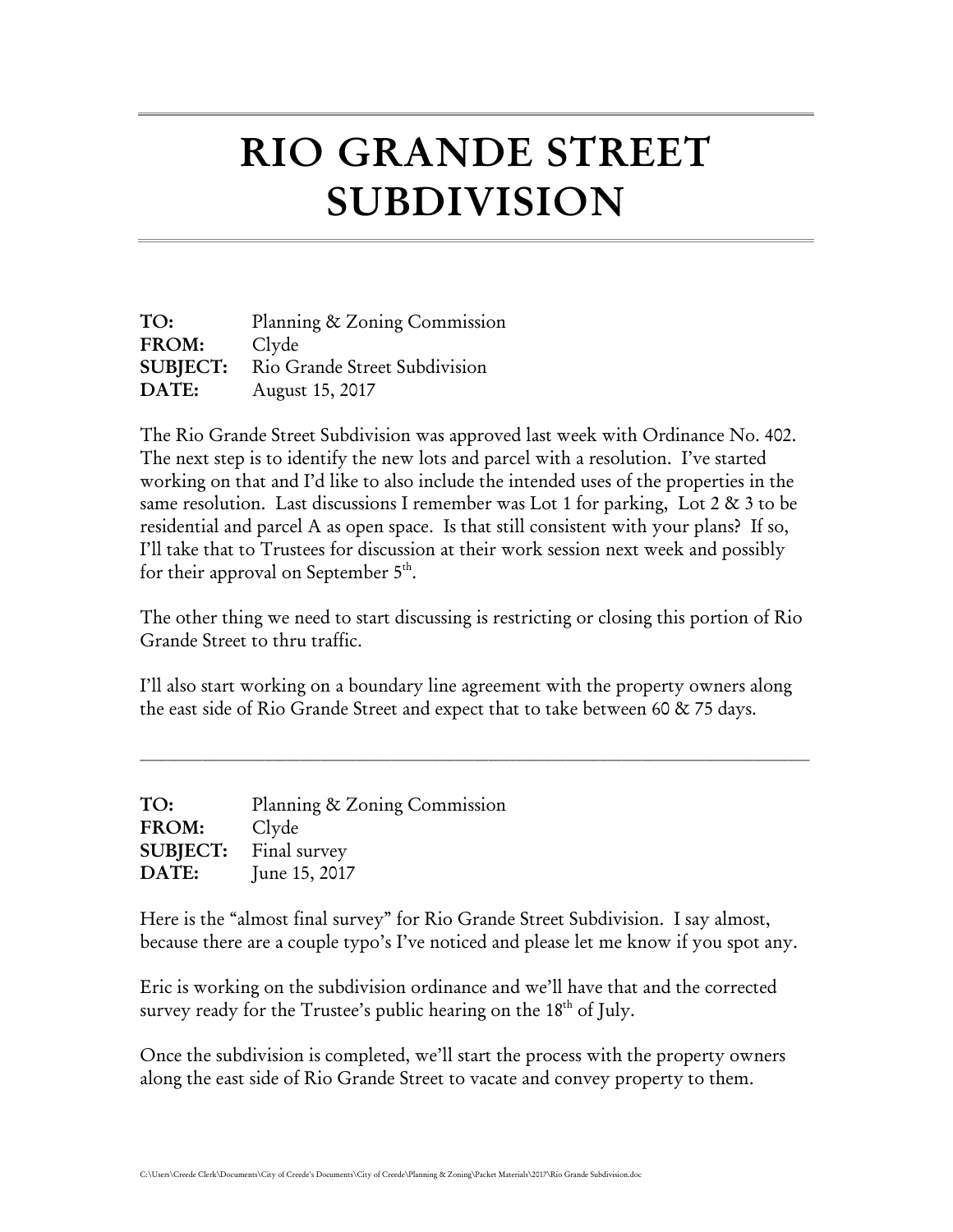# RIO GRANDE STREET SUBDIVISION

**TO:** Planning & Zoning Commission
**FROM:** Clyde
**SUBJECT:** Rio Grande Street Subdivision
**DATE:** August 15, 2017

The Rio Grande Street Subdivision was approved last week with Ordinance No. 402. The next step is to identify the new lots and parcel with a resolution. I've started working on that and I'd like to also include the intended uses of the properties in the same resolution. Last discussions I remember was Lot 1 for parking, Lot 2 & 3 to be residential and parcel A as open space. Is that still consistent with your plans? If so, I'll take that to Trustees for discussion at their work session next week and possibly for their approval on September 5th.

The other thing we need to start discussing is restricting or closing this portion of Rio Grande Street to thru traffic.

I'll also start working on a boundary line agreement with the property owners along the east side of Rio Grande Street and expect that to take between 60 & 75 days.

---

**TO:** Planning & Zoning Commission
**FROM:** Clyde
**SUBJECT:** Final survey
**DATE:** June 15, 2017

Here is the "almost final survey" for Rio Grande Street Subdivision. I say almost, because there are a couple typo's I've noticed and please let me know if you spot any.

Eric is working on the subdivision ordinance and we'll have that and the corrected survey ready for the Trustee's public hearing on the 18th of July.

Once the subdivision is completed, we'll start the process with the property owners along the east side of Rio Grande Street to vacate and convey property to them.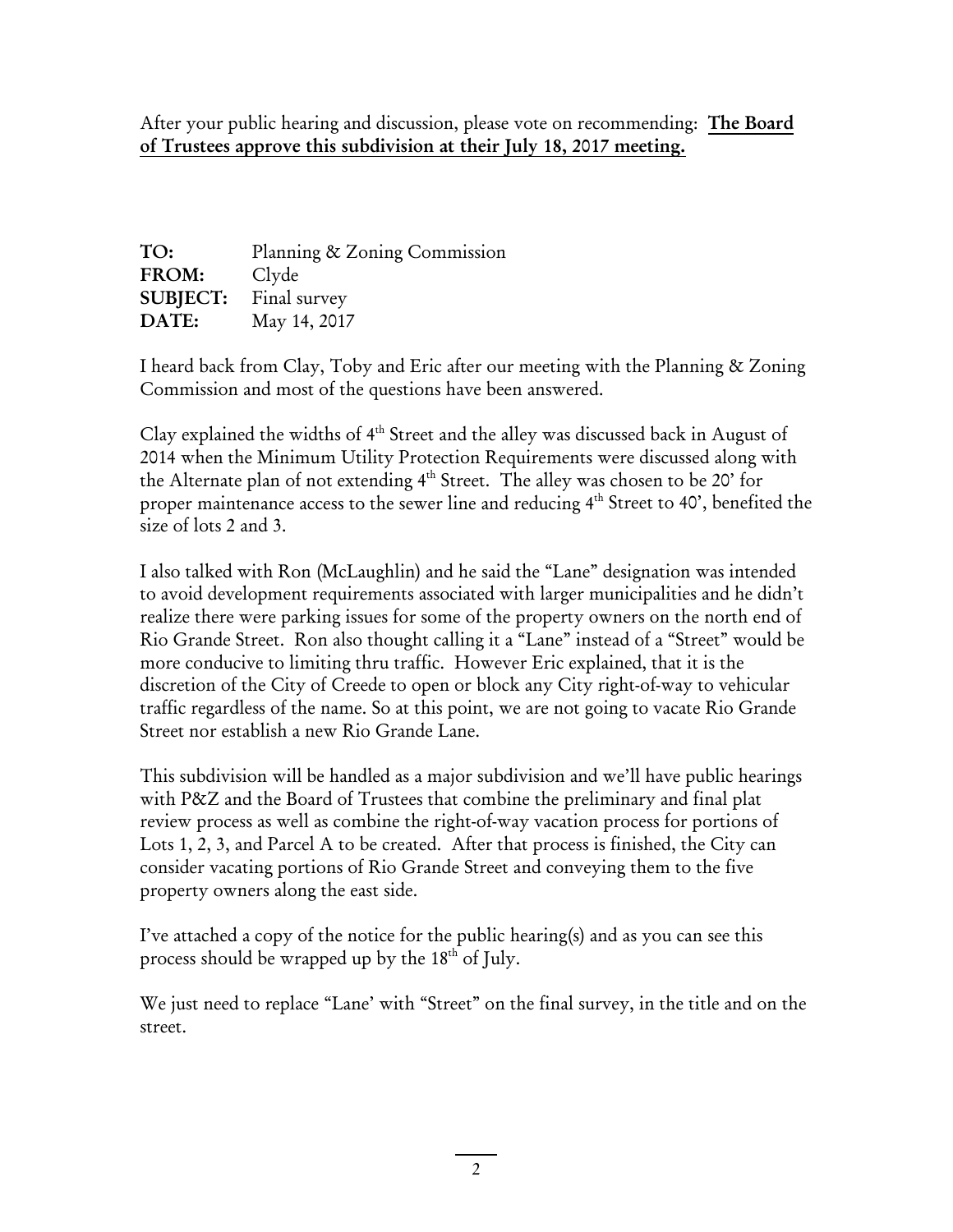After your public hearing and discussion, please vote on recommending: **The Board of Trustees approve this subdivision at their July 18, 2017 meeting.**

**TO:** Planning & Zoning Commission
**FROM:** Clyde
**SUBJECT:** Final survey
**DATE:** May 14, 2017

I heard back from Clay, Toby and Eric after our meeting with the Planning & Zoning Commission and most of the questions have been answered.

Clay explained the widths of 4th Street and the alley was discussed back in August of 2014 when the Minimum Utility Protection Requirements were discussed along with the Alternate plan of not extending 4th Street. The alley was chosen to be 20' for proper maintenance access to the sewer line and reducing 4th Street to 40', benefited the size of lots 2 and 3.

I also talked with Ron (McLaughlin) and he said the "Lane" designation was intended to avoid development requirements associated with larger municipalities and he didn't realize there were parking issues for some of the property owners on the north end of Rio Grande Street. Ron also thought calling it a "Lane" instead of a "Street" would be more conducive to limiting thru traffic. However Eric explained, that it is the discretion of the City of Creede to open or block any City right-of-way to vehicular traffic regardless of the name. So at this point, we are not going to vacate Rio Grande Street nor establish a new Rio Grande Lane.

This subdivision will be handled as a major subdivision and we'll have public hearings with P&Z and the Board of Trustees that combine the preliminary and final plat review process as well as combine the right-of-way vacation process for portions of Lots 1, 2, 3, and Parcel A to be created. After that process is finished, the City can consider vacating portions of Rio Grande Street and conveying them to the five property owners along the east side.

I've attached a copy of the notice for the public hearing(s) and as you can see this process should be wrapped up by the 18th of July.

We just need to replace "Lane' with "Street" on the final survey, in the title and on the street.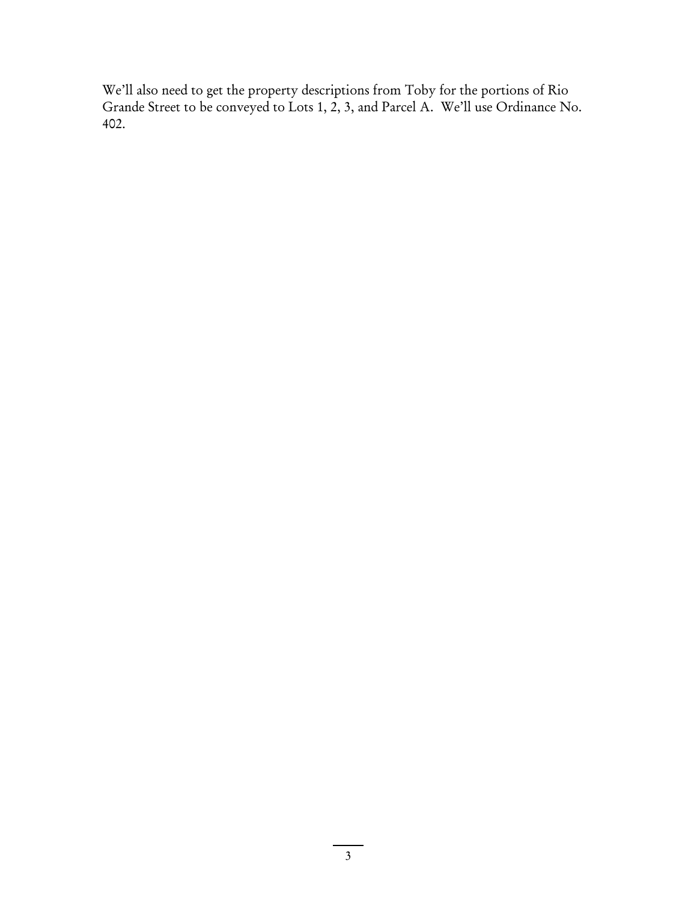We'll also need to get the property descriptions from Toby for the portions of Rio Grande Street to be conveyed to Lots 1, 2, 3, and Parcel A. We'll use Ordinance No. 402.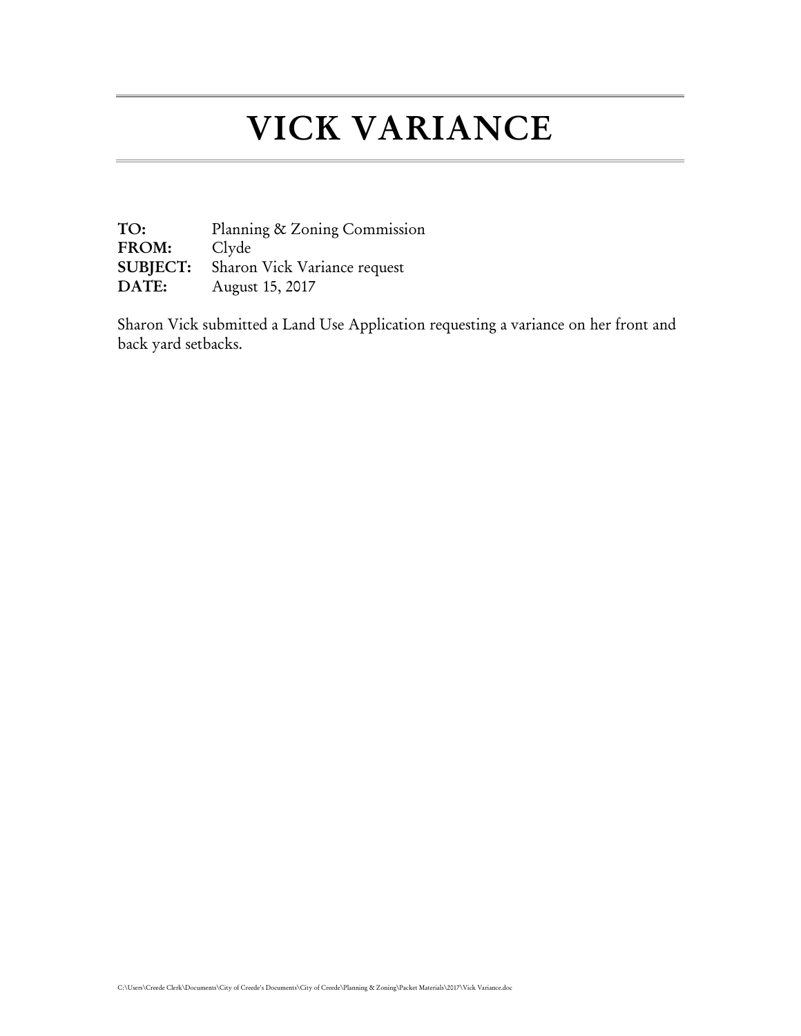# VICK VARIANCE

**TO:** Planning & Zoning Commission
**FROM:** Clyde
**SUBJECT:** Sharon Vick Variance request
**DATE:** August 15, 2017

Sharon Vick submitted a Land Use Application requesting a variance on her front and back yard setbacks.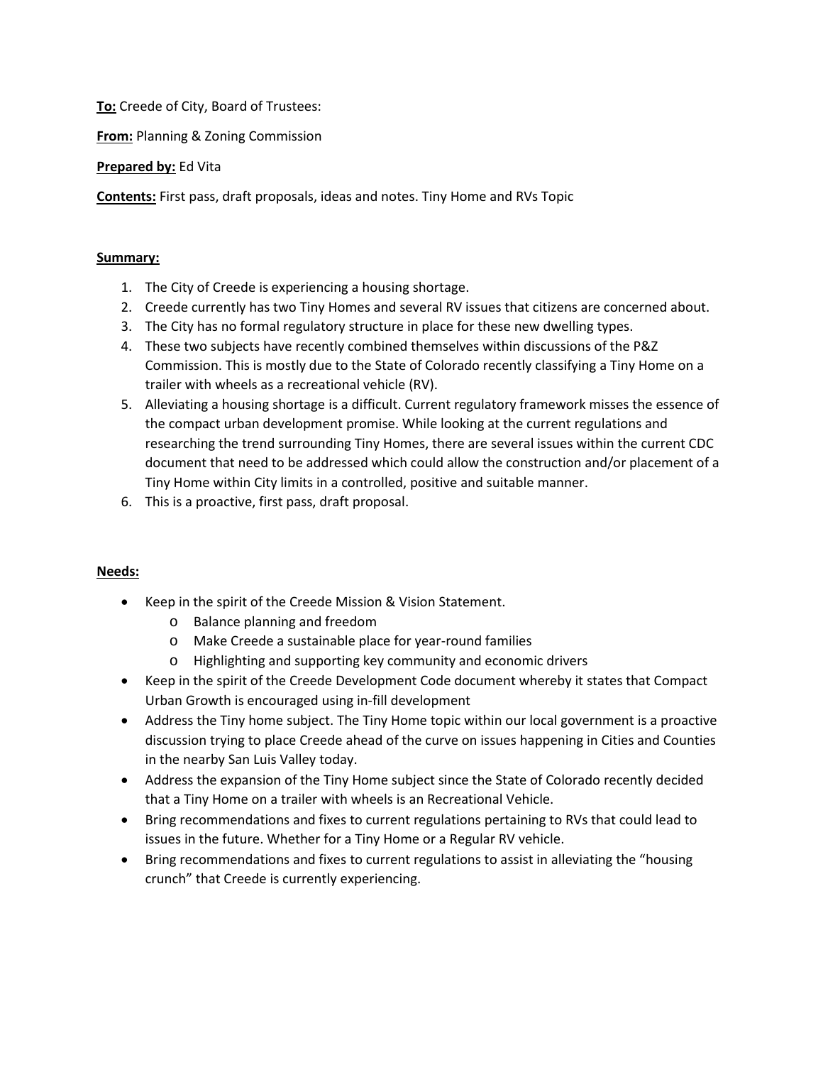**To:** Creede of City, Board of Trustees:

**From:** Planning & Zoning Commission

**Prepared by:** Ed Vita

**Contents:** First pass, draft proposals, ideas and notes. Tiny Home and RVs Topic

**Summary:**

1. The City of Creede is experiencing a housing shortage.
2. Creede currently has two Tiny Homes and several RV issues that citizens are concerned about.
3. The City has no formal regulatory structure in place for these new dwelling types.
4. These two subjects have recently combined themselves within discussions of the P&Z Commission. This is mostly due to the State of Colorado recently classifying a Tiny Home on a trailer with wheels as a recreational vehicle (RV).
5. Alleviating a housing shortage is a difficult. Current regulatory framework misses the essence of the compact urban development promise. While looking at the current regulations and researching the trend surrounding Tiny Homes, there are several issues within the current CDC document that need to be addressed which could allow the construction and/or placement of a Tiny Home within City limits in a controlled, positive and suitable manner.
6. This is a proactive, first pass, draft proposal.

**Needs:**

- Keep in the spirit of the Creede Mission & Vision Statement.
  - Balance planning and freedom
  - Make Creede a sustainable place for year-round families
  - Highlighting and supporting key community and economic drivers
- Keep in the spirit of the Creede Development Code document whereby it states that Compact Urban Growth is encouraged using in-fill development
- Address the Tiny home subject. The Tiny Home topic within our local government is a proactive discussion trying to place Creede ahead of the curve on issues happening in Cities and Counties in the nearby San Luis Valley today.
- Address the expansion of the Tiny Home subject since the State of Colorado recently decided that a Tiny Home on a trailer with wheels is an Recreational Vehicle.
- Bring recommendations and fixes to current regulations pertaining to RVs that could lead to issues in the future. Whether for a Tiny Home or a Regular RV vehicle.
- Bring recommendations and fixes to current regulations to assist in alleviating the "housing crunch" that Creede is currently experiencing.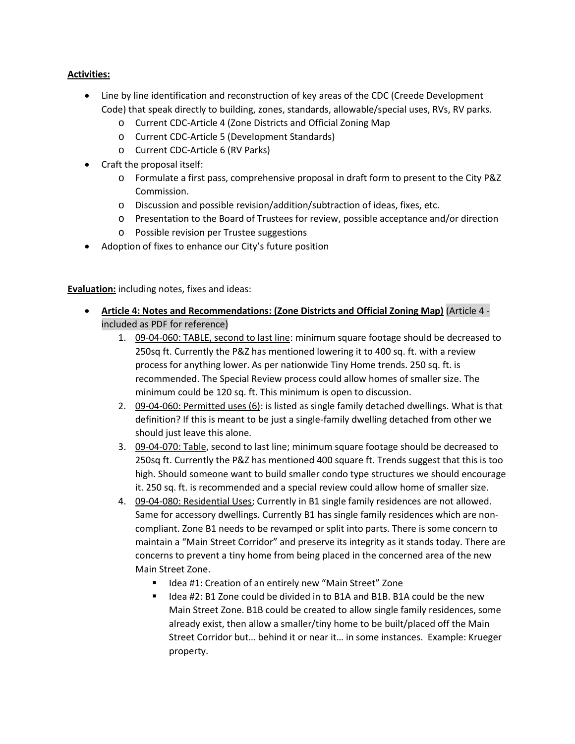**Activities:**

- Line by line identification and reconstruction of key areas of the CDC (Creede Development Code) that speak directly to building, zones, standards, allowable/special uses, RVs, RV parks.
    - Current CDC-Article 4 (Zone Districts and Official Zoning Map
    - Current CDC-Article 5 (Development Standards)
    - Current CDC-Article 6 (RV Parks)
- Craft the proposal itself:
    - Formulate a first pass, comprehensive proposal in draft form to present to the City P&Z Commission.
    - Discussion and possible revision/addition/subtraction of ideas, fixes, etc.
    - Presentation to the Board of Trustees for review, possible acceptance and/or direction
    - Possible revision per Trustee suggestions
- Adoption of fixes to enhance our City's future position

**Evaluation:** including notes, fixes and ideas:

- **Article 4: Notes and Recommendations: (Zone Districts and Official Zoning Map)** (Article 4 - included as PDF for reference)
    1. 09-04-060: TABLE, second to last line: minimum square footage should be decreased to 250sq ft. Currently the P&Z has mentioned lowering it to 400 sq. ft. with a review process for anything lower. As per nationwide Tiny Home trends. 250 sq. ft. is recommended. The Special Review process could allow homes of smaller size. The minimum could be 120 sq. ft. This minimum is open to discussion.
    2. 09-04-060: Permitted uses (6): is listed as single family detached dwellings. What is that definition? If this is meant to be just a single-family dwelling detached from other we should just leave this alone.
    3. 09-04-070: Table, second to last line; minimum square footage should be decreased to 250sq ft. Currently the P&Z has mentioned 400 square ft. Trends suggest that this is too high. Should someone want to build smaller condo type structures we should encourage it. 250 sq. ft. is recommended and a special review could allow home of smaller size.
    4. 09-04-080: Residential Uses; Currently in B1 single family residences are not allowed. Same for accessory dwellings. Currently B1 has single family residences which are non-compliant. Zone B1 needs to be revamped or split into parts. There is some concern to maintain a "Main Street Corridor" and preserve its integrity as it stands today. There are concerns to prevent a tiny home from being placed in the concerned area of the new Main Street Zone.
        - Idea #1: Creation of an entirely new "Main Street" Zone
        - Idea #2: B1 Zone could be divided in to B1A and B1B. B1A could be the new Main Street Zone. B1B could be created to allow single family residences, some already exist, then allow a smaller/tiny home to be built/placed off the Main Street Corridor but… behind it or near it… in some instances. Example: Krueger property.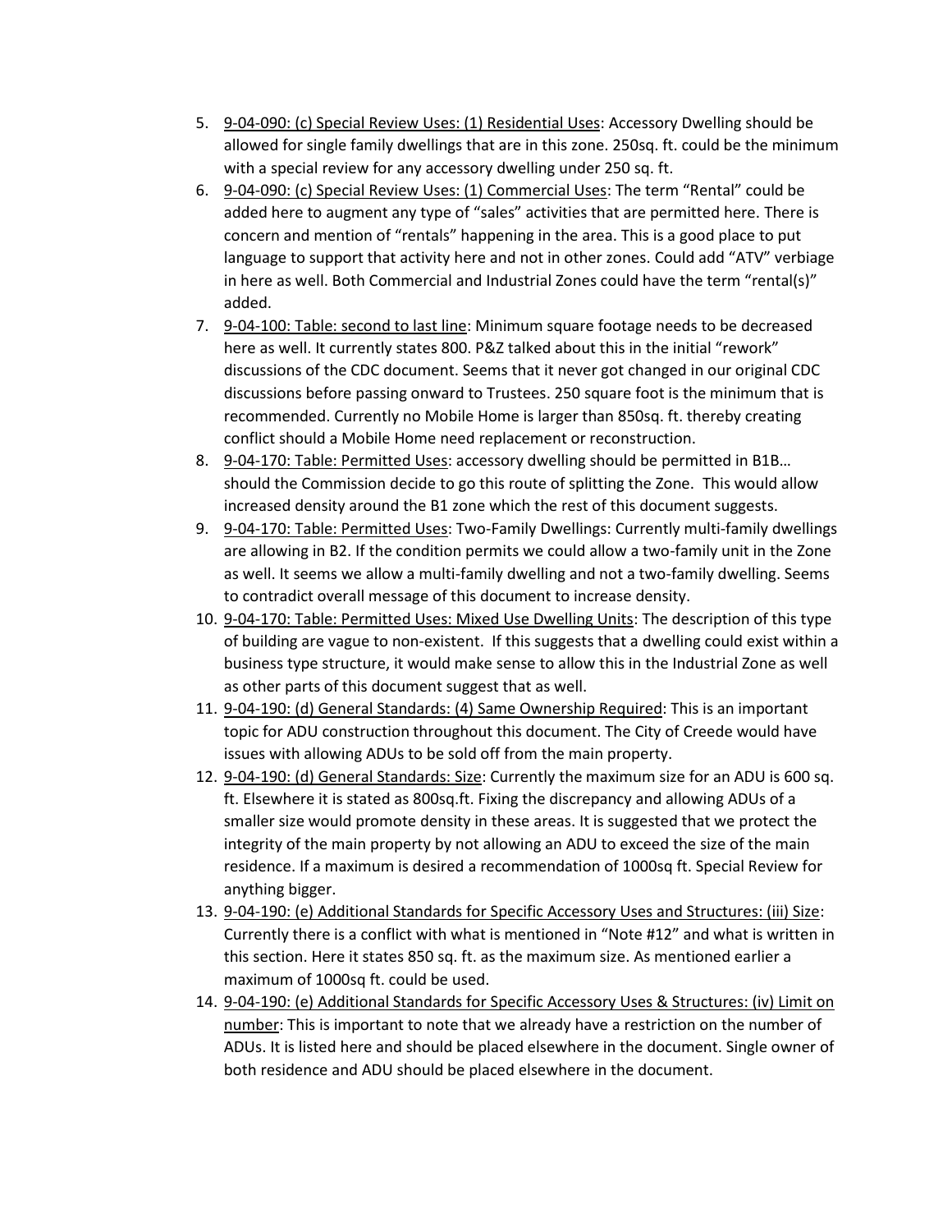5. <u>9-04-090: (c) Special Review Uses: (1) Residential Uses</u>: Accessory Dwelling should be allowed for single family dwellings that are in this zone. 250sq. ft. could be the minimum with a special review for any accessory dwelling under 250 sq. ft.
6. <u>9-04-090: (c) Special Review Uses: (1) Commercial Uses</u>: The term "Rental" could be added here to augment any type of "sales" activities that are permitted here. There is concern and mention of "rentals" happening in the area. This is a good place to put language to support that activity here and not in other zones. Could add "ATV" verbiage in here as well. Both Commercial and Industrial Zones could have the term "rental(s)" added.
7. <u>9-04-100: Table: second to last line</u>: Minimum square footage needs to be decreased here as well. It currently states 800. P&Z talked about this in the initial "rework" discussions of the CDC document. Seems that it never got changed in our original CDC discussions before passing onward to Trustees. 250 square foot is the minimum that is recommended. Currently no Mobile Home is larger than 850sq. ft. thereby creating conflict should a Mobile Home need replacement or reconstruction.
8. <u>9-04-170: Table: Permitted Uses</u>: accessory dwelling should be permitted in B1B… should the Commission decide to go this route of splitting the Zone. This would allow increased density around the B1 zone which the rest of this document suggests.
9. <u>9-04-170: Table: Permitted Uses</u>: Two-Family Dwellings: Currently multi-family dwellings are allowing in B2. If the condition permits we could allow a two-family unit in the Zone as well. It seems we allow a multi-family dwelling and not a two-family dwelling. Seems to contradict overall message of this document to increase density.
10. <u>9-04-170: Table: Permitted Uses: Mixed Use Dwelling Units</u>: The description of this type of building are vague to non-existent. If this suggests that a dwelling could exist within a business type structure, it would make sense to allow this in the Industrial Zone as well as other parts of this document suggest that as well.
11. <u>9-04-190: (d) General Standards: (4) Same Ownership Required</u>: This is an important topic for ADU construction throughout this document. The City of Creede would have issues with allowing ADUs to be sold off from the main property.
12. <u>9-04-190: (d) General Standards: Size</u>: Currently the maximum size for an ADU is 600 sq. ft. Elsewhere it is stated as 800sq.ft. Fixing the discrepancy and allowing ADUs of a smaller size would promote density in these areas. It is suggested that we protect the integrity of the main property by not allowing an ADU to exceed the size of the main residence. If a maximum is desired a recommendation of 1000sq ft. Special Review for anything bigger.
13. <u>9-04-190: (e) Additional Standards for Specific Accessory Uses and Structures: (iii) Size</u>: Currently there is a conflict with what is mentioned in "Note #12" and what is written in this section. Here it states 850 sq. ft. as the maximum size. As mentioned earlier a maximum of 1000sq ft. could be used.
14. <u>9-04-190: (e) Additional Standards for Specific Accessory Uses & Structures: (iv) Limit on number</u>: This is important to note that we already have a restriction on the number of ADUs. It is listed here and should be placed elsewhere in the document. Single owner of both residence and ADU should be placed elsewhere in the document.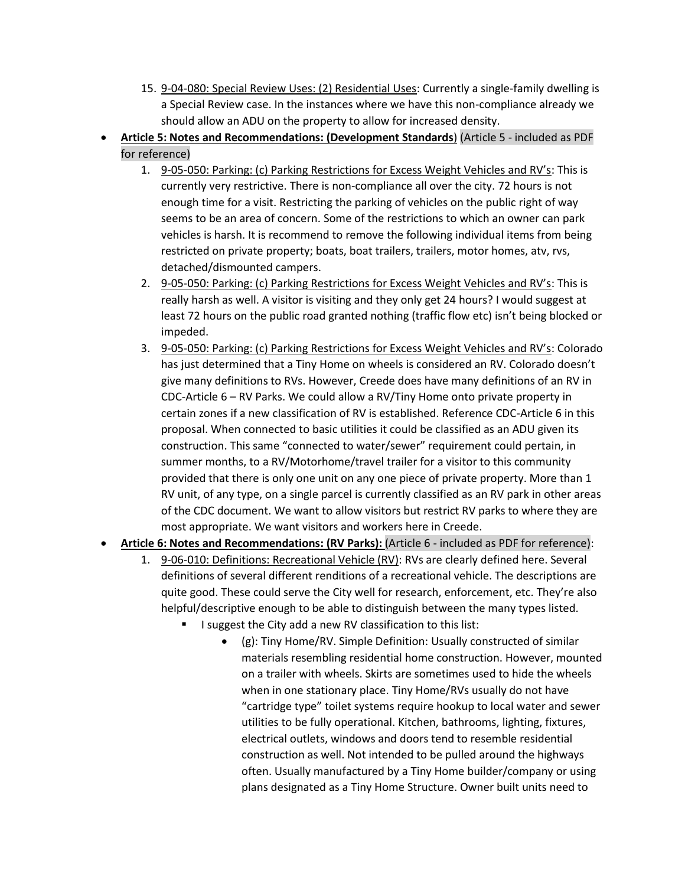15. <u>9-04-080: Special Review Uses: (2) Residential Uses</u>: Currently a single-family dwelling is a Special Review case. In the instances where we have this non-compliance already we should allow an ADU on the property to allow for increased density.

- **<u>Article 5: Notes and Recommendations: (Development Standards</u>**) (Article 5 - included as PDF for reference)
    1. <u>9-05-050: Parking: (c) Parking Restrictions for Excess Weight Vehicles and RV's</u>: This is currently very restrictive. There is non-compliance all over the city. 72 hours is not enough time for a visit. Restricting the parking of vehicles on the public right of way seems to be an area of concern. Some of the restrictions to which an owner can park vehicles is harsh. It is recommend to remove the following individual items from being restricted on private property; boats, boat trailers, trailers, motor homes, atv, rvs, detached/dismounted campers.
    2. <u>9-05-050: Parking: (c) Parking Restrictions for Excess Weight Vehicles and RV's</u>: This is really harsh as well. A visitor is visiting and they only get 24 hours? I would suggest at least 72 hours on the public road granted nothing (traffic flow etc) isn't being blocked or impeded.
    3. <u>9-05-050: Parking: (c) Parking Restrictions for Excess Weight Vehicles and RV's</u>: Colorado has just determined that a Tiny Home on wheels is considered an RV. Colorado doesn't give many definitions to RVs. However, Creede does have many definitions of an RV in CDC-Article 6 – RV Parks. We could allow a RV/Tiny Home onto private property in certain zones if a new classification of RV is established. Reference CDC-Article 6 in this proposal. When connected to basic utilities it could be classified as an ADU given its construction. This same "connected to water/sewer" requirement could pertain, in summer months, to a RV/Motorhome/travel trailer for a visitor to this community provided that there is only one unit on any one piece of private property. More than 1 RV unit, of any type, on a single parcel is currently classified as an RV park in other areas of the CDC document. We want to allow visitors but restrict RV parks to where they are most appropriate. We want visitors and workers here in Creede.

- **<u>Article 6: Notes and Recommendations: (RV Parks):</u>** (Article 6 - included as PDF for reference):
    1. <u>9-06-010: Definitions: Recreational Vehicle (RV)</u>: RVs are clearly defined here. Several definitions of several different renditions of a recreational vehicle. The descriptions are quite good. These could serve the City well for research, enforcement, etc. They're also helpful/descriptive enough to be able to distinguish between the many types listed.
        - I suggest the City add a new RV classification to this list:
            - (g): Tiny Home/RV. Simple Definition: Usually constructed of similar materials resembling residential home construction. However, mounted on a trailer with wheels. Skirts are sometimes used to hide the wheels when in one stationary place. Tiny Home/RVs usually do not have "cartridge type" toilet systems require hookup to local water and sewer utilities to be fully operational. Kitchen, bathrooms, lighting, fixtures, electrical outlets, windows and doors tend to resemble residential construction as well. Not intended to be pulled around the highways often. Usually manufactured by a Tiny Home builder/company or using plans designated as a Tiny Home Structure. Owner built units need to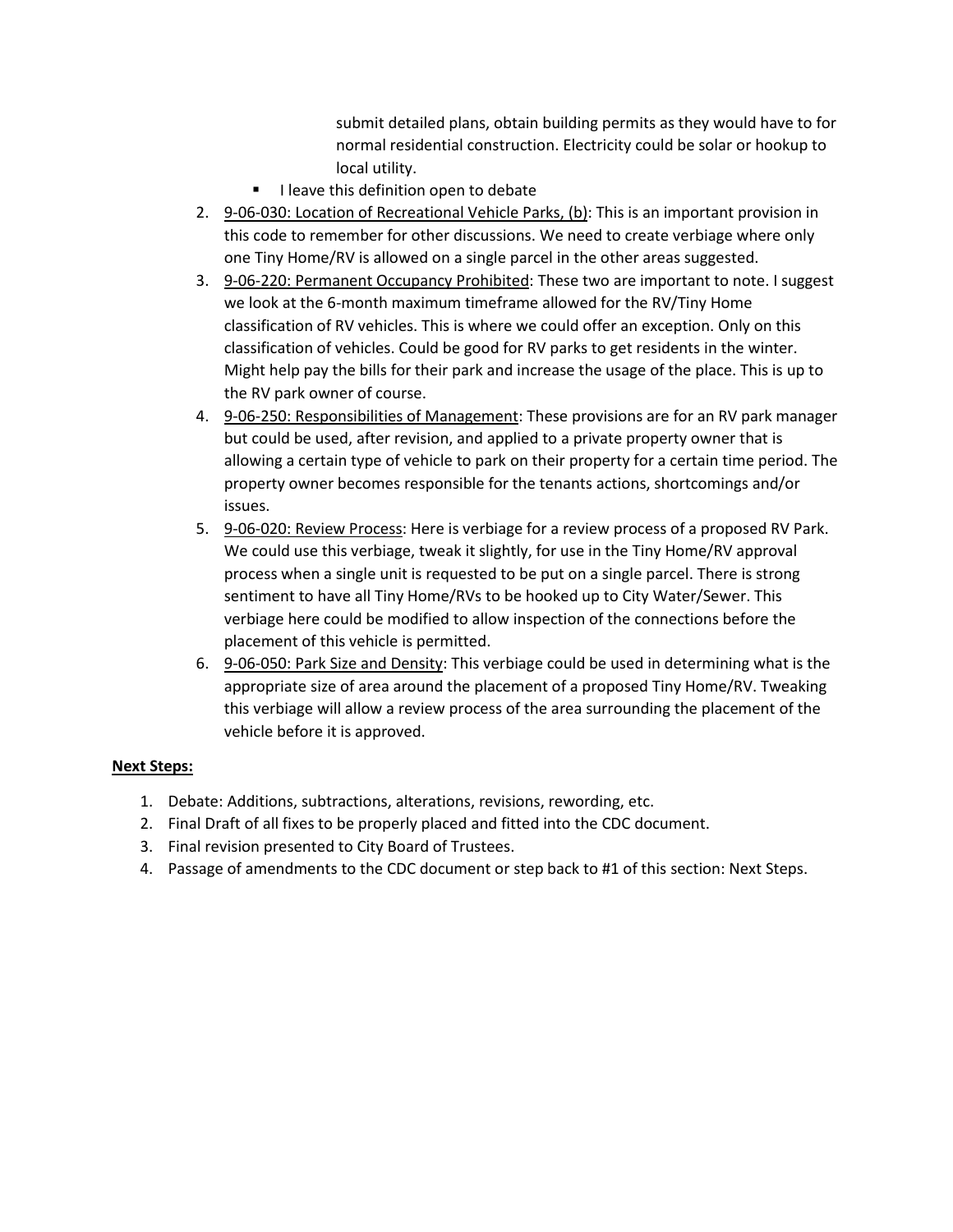submit detailed plans, obtain building permits as they would have to for normal residential construction. Electricity could be solar or hookup to local utility.

- I leave this definition open to debate

2. 9-06-030: Location of Recreational Vehicle Parks, (b): This is an important provision in this code to remember for other discussions. We need to create verbiage where only one Tiny Home/RV is allowed on a single parcel in the other areas suggested.
3. 9-06-220: Permanent Occupancy Prohibited: These two are important to note. I suggest we look at the 6-month maximum timeframe allowed for the RV/Tiny Home classification of RV vehicles. This is where we could offer an exception. Only on this classification of vehicles. Could be good for RV parks to get residents in the winter. Might help pay the bills for their park and increase the usage of the place. This is up to the RV park owner of course.
4. 9-06-250: Responsibilities of Management: These provisions are for an RV park manager but could be used, after revision, and applied to a private property owner that is allowing a certain type of vehicle to park on their property for a certain time period. The property owner becomes responsible for the tenants actions, shortcomings and/or issues.
5. 9-06-020: Review Process: Here is verbiage for a review process of a proposed RV Park. We could use this verbiage, tweak it slightly, for use in the Tiny Home/RV approval process when a single unit is requested to be put on a single parcel. There is strong sentiment to have all Tiny Home/RVs to be hooked up to City Water/Sewer. This verbiage here could be modified to allow inspection of the connections before the placement of this vehicle is permitted.
6. 9-06-050: Park Size and Density: This verbiage could be used in determining what is the appropriate size of area around the placement of a proposed Tiny Home/RV. Tweaking this verbiage will allow a review process of the area surrounding the placement of the vehicle before it is approved.

**Next Steps:**

1. Debate: Additions, subtractions, alterations, revisions, rewording, etc.
2. Final Draft of all fixes to be properly placed and fitted into the CDC document.
3. Final revision presented to City Board of Trustees.
4. Passage of amendments to the CDC document or step back to #1 of this section: Next Steps.